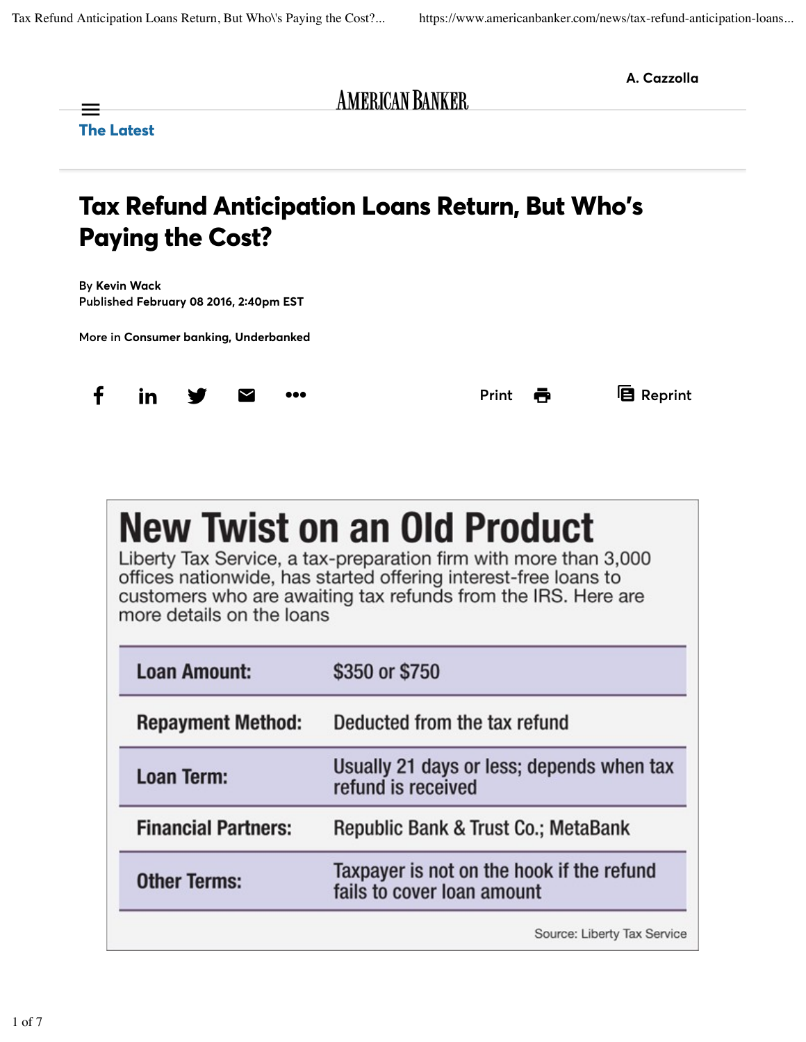A. Cazzolla

# Tax Refund Anticipation Loans Return, But Who's Paying the Cost?

By Kevin Wack
Published February 08 2016, 2:40pm EST

More in Consumer banking, Underbanked

## New Twist on an Old Product

Liberty Tax Service, a tax-preparation firm with more than 3,000 offices nationwide, has started offering interest-free loans to customers who are awaiting tax refunds from the IRS. Here are more details on the loans

| | |
|---|---|
| **Loan Amount:** | $350 or $750 |
| **Repayment Method:** | Deducted from the tax refund |
| **Loan Term:** | Usually 21 days or less; depends when tax refund is received |
| **Financial Partners:** | Republic Bank & Trust Co.; MetaBank |
| **Other Terms:** | Taxpayer is not on the hook if the refund fails to cover loan amount |

Source: Liberty Tax Service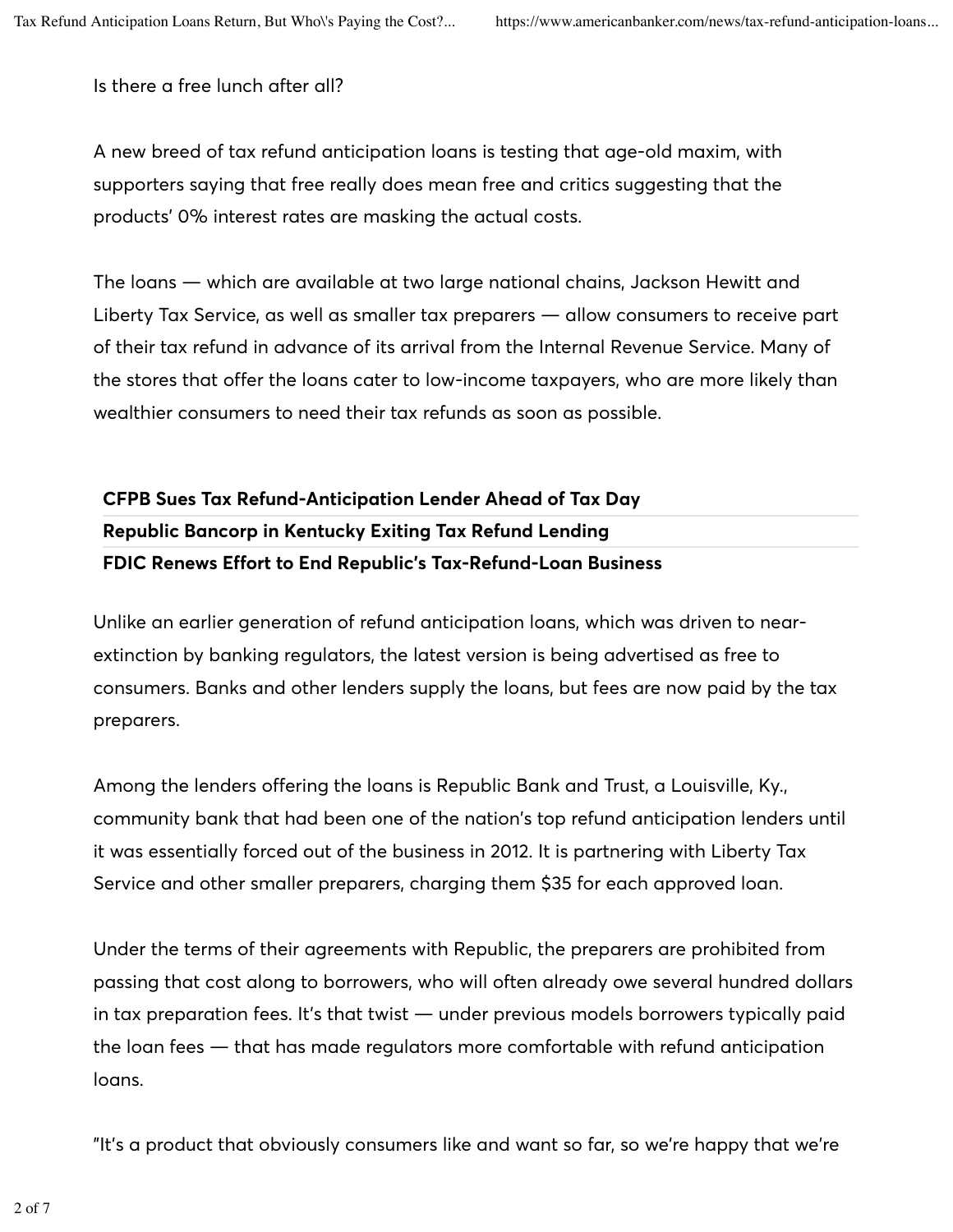Is there a free lunch after all?

A new breed of tax refund anticipation loans is testing that age-old maxim, with supporters saying that free really does mean free and critics suggesting that the products' 0% interest rates are masking the actual costs.

The loans — which are available at two large national chains, Jackson Hewitt and Liberty Tax Service, as well as smaller tax preparers — allow consumers to receive part of their tax refund in advance of its arrival from the Internal Revenue Service. Many of the stores that offer the loans cater to low-income taxpayers, who are more likely than wealthier consumers to need their tax refunds as soon as possible.

**CFPB Sues Tax Refund-Anticipation Lender Ahead of Tax Day**
**Republic Bancorp in Kentucky Exiting Tax Refund Lending**
**FDIC Renews Effort to End Republic's Tax-Refund-Loan Business**

Unlike an earlier generation of refund anticipation loans, which was driven to near-extinction by banking regulators, the latest version is being advertised as free to consumers. Banks and other lenders supply the loans, but fees are now paid by the tax preparers.

Among the lenders offering the loans is Republic Bank and Trust, a Louisville, Ky., community bank that had been one of the nation's top refund anticipation lenders until it was essentially forced out of the business in 2012. It is partnering with Liberty Tax Service and other smaller preparers, charging them $35 for each approved loan.

Under the terms of their agreements with Republic, the preparers are prohibited from passing that cost along to borrowers, who will often already owe several hundred dollars in tax preparation fees. It's that twist — under previous models borrowers typically paid the loan fees — that has made regulators more comfortable with refund anticipation loans.

"It's a product that obviously consumers like and want so far, so we're happy that we're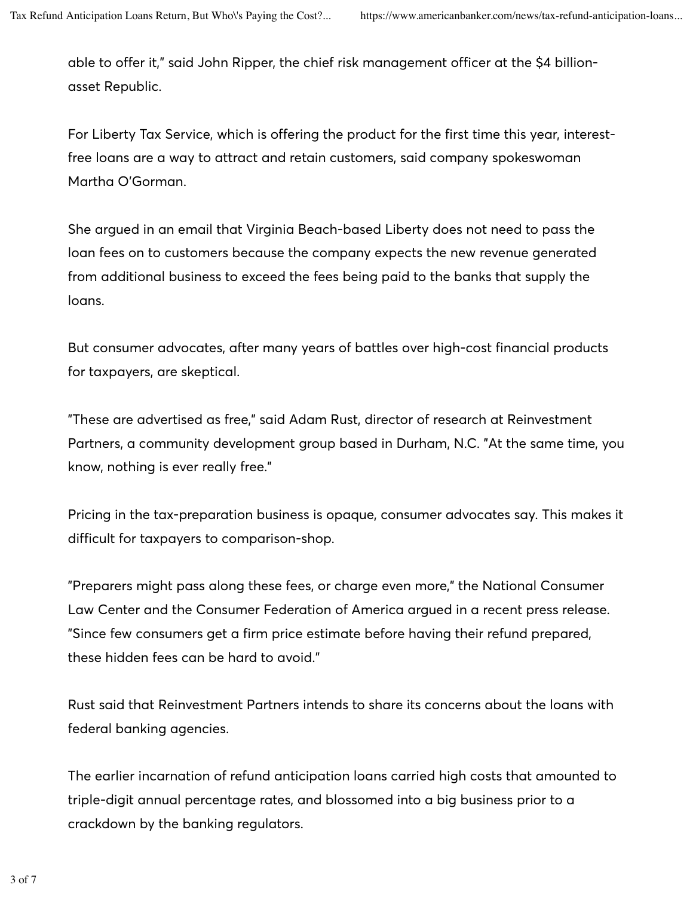able to offer it," said John Ripper, the chief risk management officer at the $4 billion-asset Republic.

For Liberty Tax Service, which is offering the product for the first time this year, interest-free loans are a way to attract and retain customers, said company spokeswoman Martha O'Gorman.

She argued in an email that Virginia Beach-based Liberty does not need to pass the loan fees on to customers because the company expects the new revenue generated from additional business to exceed the fees being paid to the banks that supply the loans.

But consumer advocates, after many years of battles over high-cost financial products for taxpayers, are skeptical.

"These are advertised as free," said Adam Rust, director of research at Reinvestment Partners, a community development group based in Durham, N.C. "At the same time, you know, nothing is ever really free."

Pricing in the tax-preparation business is opaque, consumer advocates say. This makes it difficult for taxpayers to comparison-shop.

"Preparers might pass along these fees, or charge even more," the National Consumer Law Center and the Consumer Federation of America argued in a recent press release. "Since few consumers get a firm price estimate before having their refund prepared, these hidden fees can be hard to avoid."

Rust said that Reinvestment Partners intends to share its concerns about the loans with federal banking agencies.

The earlier incarnation of refund anticipation loans carried high costs that amounted to triple-digit annual percentage rates, and blossomed into a big business prior to a crackdown by the banking regulators.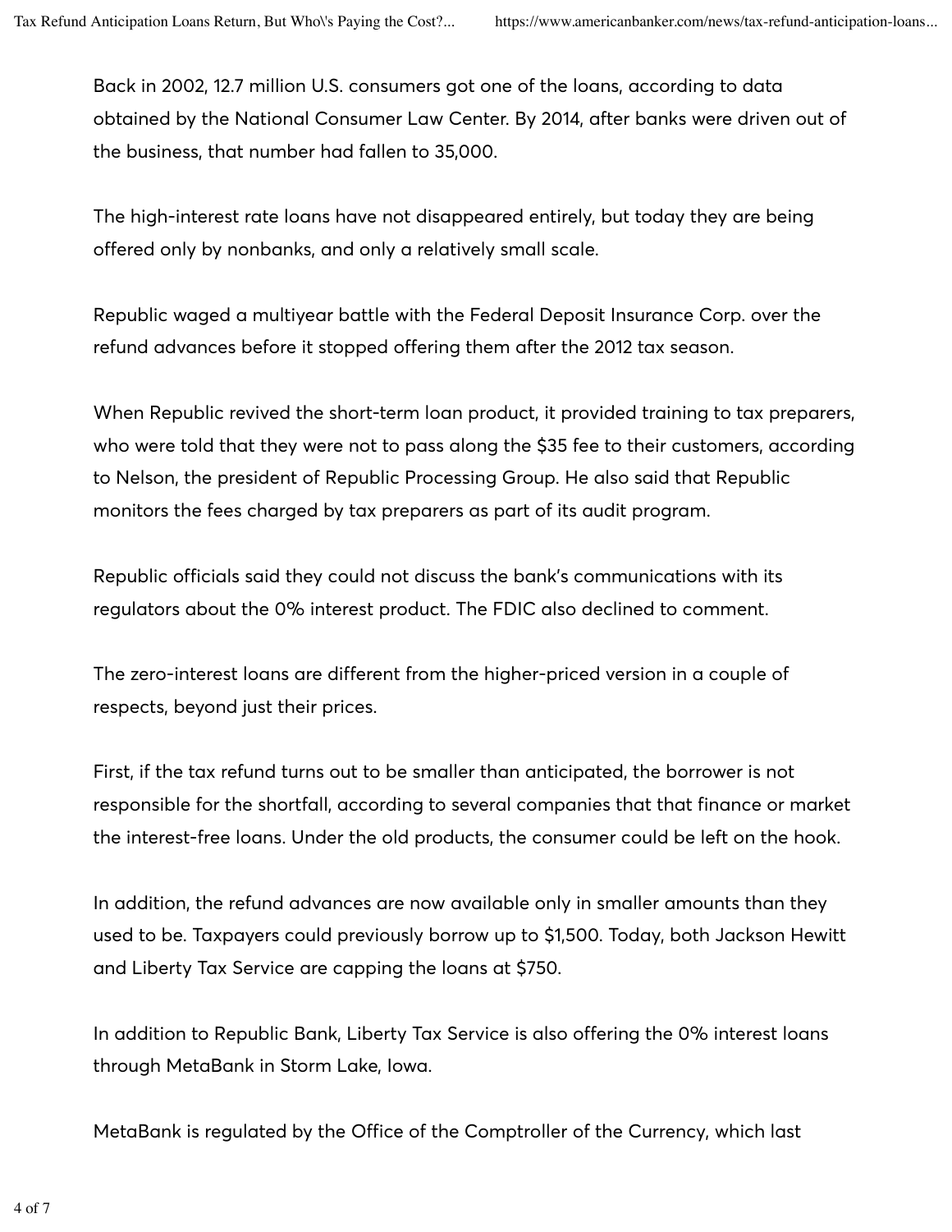Back in 2002, 12.7 million U.S. consumers got one of the loans, according to data obtained by the National Consumer Law Center. By 2014, after banks were driven out of the business, that number had fallen to 35,000.

The high-interest rate loans have not disappeared entirely, but today they are being offered only by nonbanks, and only a relatively small scale.

Republic waged a multiyear battle with the Federal Deposit Insurance Corp. over the refund advances before it stopped offering them after the 2012 tax season.

When Republic revived the short-term loan product, it provided training to tax preparers, who were told that they were not to pass along the $35 fee to their customers, according to Nelson, the president of Republic Processing Group. He also said that Republic monitors the fees charged by tax preparers as part of its audit program.

Republic officials said they could not discuss the bank's communications with its regulators about the 0% interest product. The FDIC also declined to comment.

The zero-interest loans are different from the higher-priced version in a couple of respects, beyond just their prices.

First, if the tax refund turns out to be smaller than anticipated, the borrower is not responsible for the shortfall, according to several companies that that finance or market the interest-free loans. Under the old products, the consumer could be left on the hook.

In addition, the refund advances are now available only in smaller amounts than they used to be. Taxpayers could previously borrow up to $1,500. Today, both Jackson Hewitt and Liberty Tax Service are capping the loans at $750.

In addition to Republic Bank, Liberty Tax Service is also offering the 0% interest loans through MetaBank in Storm Lake, Iowa.

MetaBank is regulated by the Office of the Comptroller of the Currency, which last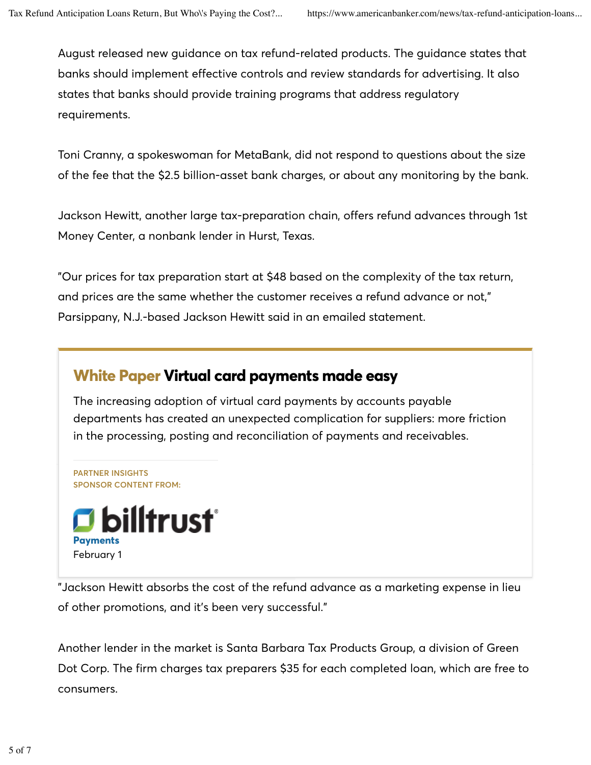August released new guidance on tax refund-related products. The guidance states that banks should implement effective controls and review standards for advertising. It also states that banks should provide training programs that address regulatory requirements.

Toni Cranny, a spokeswoman for MetaBank, did not respond to questions about the size of the fee that the $2.5 billion-asset bank charges, or about any monitoring by the bank.

Jackson Hewitt, another large tax-preparation chain, offers refund advances through 1st Money Center, a nonbank lender in Hurst, Texas.

"Our prices for tax preparation start at $48 based on the complexity of the tax return, and prices are the same whether the customer receives a refund advance or not," Parsippany, N.J.-based Jackson Hewitt said in an emailed statement.

"Jackson Hewitt absorbs the cost of the refund advance as a marketing expense in lieu of other promotions, and it's been very successful."

Another lender in the market is Santa Barbara Tax Products Group, a division of Green Dot Corp. The firm charges tax preparers $35 for each completed loan, which are free to consumers.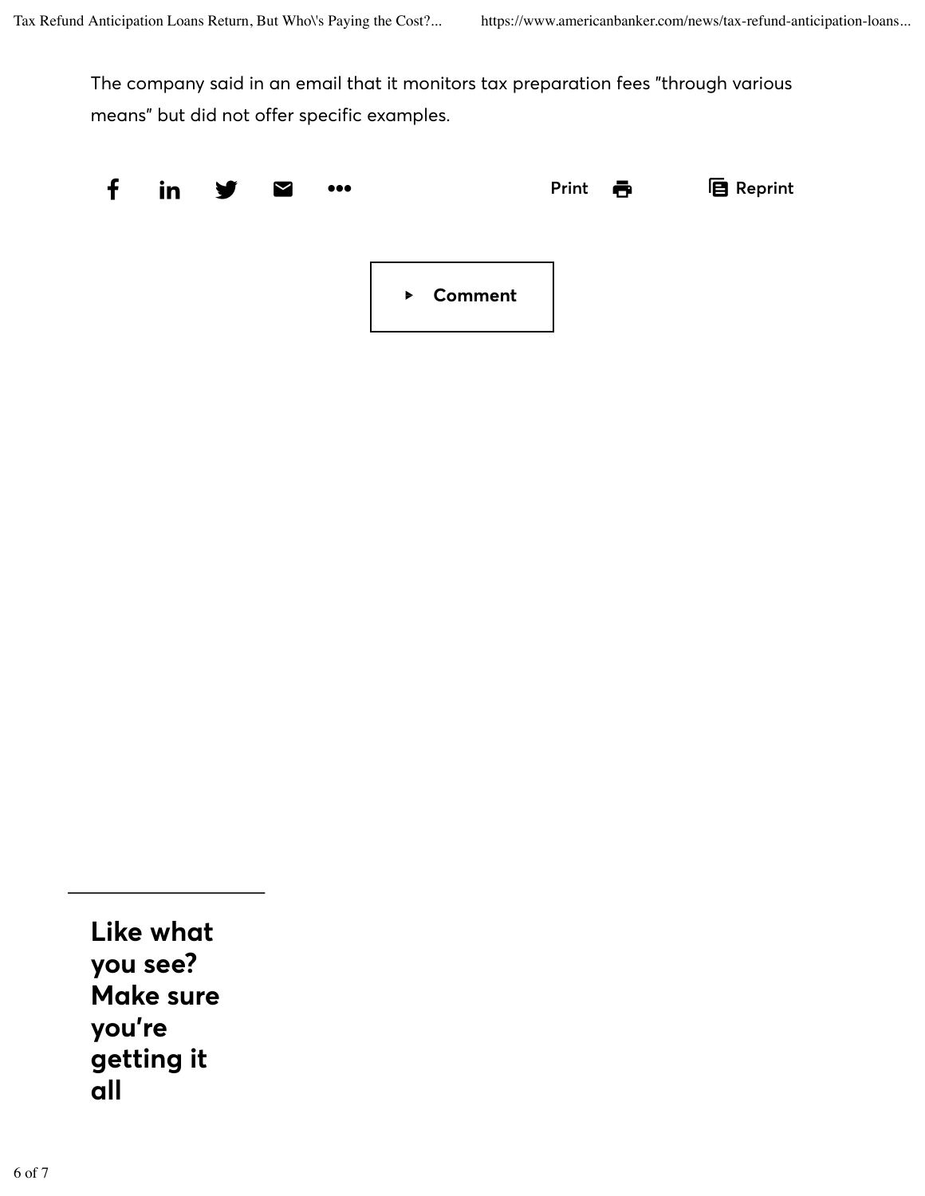The company said in an email that it monitors tax preparation fees "through various means" but did not offer specific examples.

Print Reprint

Comment

**Like what you see? Make sure you're getting it all**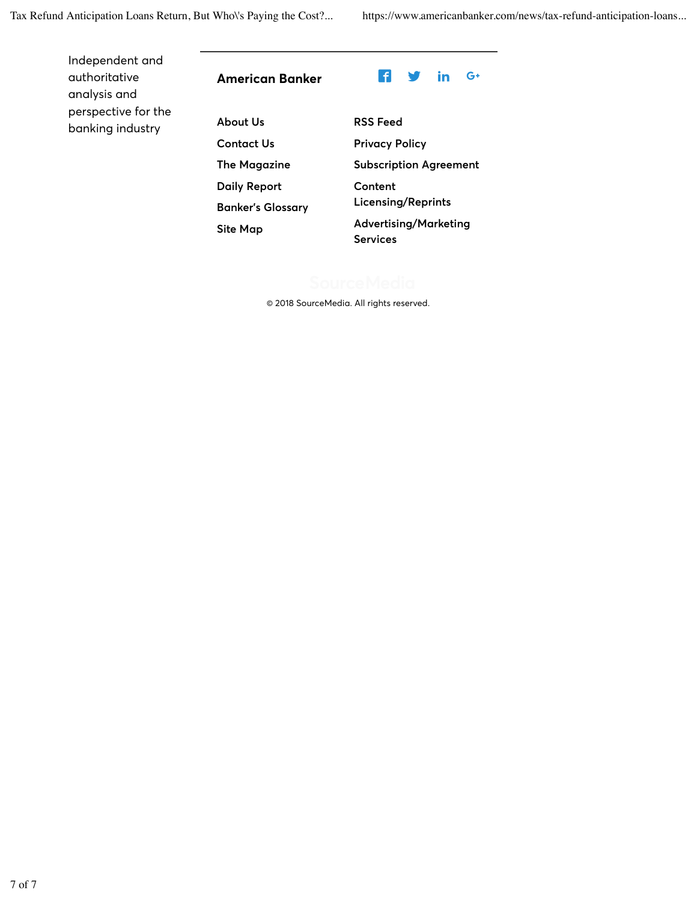Independent and authoritative analysis and perspective for the banking industry

**American Banker**

About Us

Contact Us

The Magazine

Daily Report

Banker's Glossary

Site Map

RSS Feed

Privacy Policy

Subscription Agreement

Content Licensing/Reprints

Advertising/Marketing Services

© 2018 SourceMedia. All rights reserved.